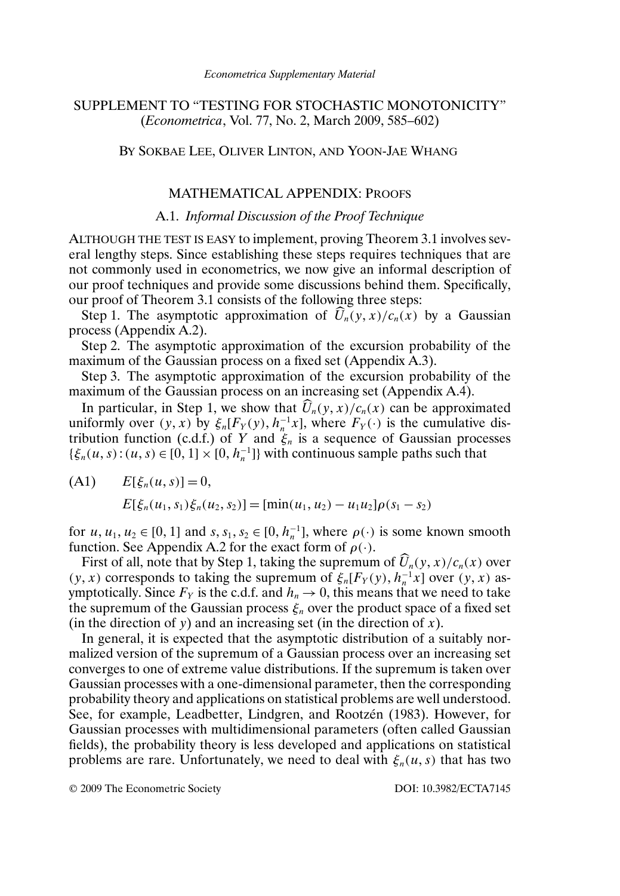# SUPPLEMENT TO "TESTING FOR STOCHASTIC MONOTONICITY"
(*Econometrica*, Vol. 77, No. 2, March 2009, 585–602)

BY SOKBAE LEE, OLIVER LINTON, AND YOON-JAE WHANG

## MATHEMATICAL APPENDIX: PROOFS

### A.1. *Informal Discussion of the Proof Technique*

ALTHOUGH THE TEST IS EASY to implement, proving Theorem 3.1 involves several lengthy steps. Since establishing these steps requires techniques that are not commonly used in econometrics, we now give an informal description of our proof techniques and provide some discussions behind them. Specifically, our proof of Theorem 3.1 consists of the following three steps:

Step 1. The asymptotic approximation of $\widehat{U}_n(y,x)/c_n(x)$ by a Gaussian process (Appendix A.2).

Step 2. The asymptotic approximation of the excursion probability of the maximum of the Gaussian process on a fixed set (Appendix A.3).

Step 3. The asymptotic approximation of the excursion probability of the maximum of the Gaussian process on an increasing set (Appendix A.4).

In particular, in Step 1, we show that $\widehat{U}_n(y,x)/c_n(x)$ can be approximated uniformly over $(y,x)$ by $\xi_n[F_Y(y), h_n^{-1}x]$, where $F_Y(\cdot)$ is the cumulative distribution function (c.d.f.) of $Y$ and $\xi_n$ is a sequence of Gaussian processes $\{\xi_n(u,s) : (u,s) \in [0,1] \times [0, h_n^{-1}]\}$ with continuous sample paths such that

$$
\text{(A1)} \qquad E[\xi_n(u,s)] = 0,
$$
$$
E[\xi_n(u_1,s_1)\xi_n(u_2,s_2)] = [\min(u_1,u_2) - u_1u_2]\rho(s_1 - s_2)
$$

for $u, u_1, u_2 \in [0,1]$ and $s, s_1, s_2 \in [0, h_n^{-1}]$, where $\rho(\cdot)$ is some known smooth function. See Appendix A.2 for the exact form of $\rho(\cdot)$.

First of all, note that by Step 1, taking the supremum of $\widehat{U}_n(y,x)/c_n(x)$ over $(y,x)$ corresponds to taking the supremum of $\xi_n[F_Y(y), h_n^{-1}x]$ over $(y,x)$ asymptotically. Since $F_Y$ is the c.d.f. and $h_n \to 0$, this means that we need to take the supremum of the Gaussian process $\xi_n$ over the product space of a fixed set (in the direction of $y$) and an increasing set (in the direction of $x$).

In general, it is expected that the asymptotic distribution of a suitably normalized version of the supremum of a Gaussian process over an increasing set converges to one of extreme value distributions. If the supremum is taken over Gaussian processes with a one-dimensional parameter, then the corresponding probability theory and applications on statistical problems are well understood. See, for example, Leadbetter, Lindgren, and Rootzén (1983). However, for Gaussian processes with multidimensional parameters (often called Gaussian fields), the probability theory is less developed and applications on statistical problems are rare. Unfortunately, we need to deal with $\xi_n(u,s)$ that has two

© 2009 The Econometric Society DOI: 10.3982/ECTA7145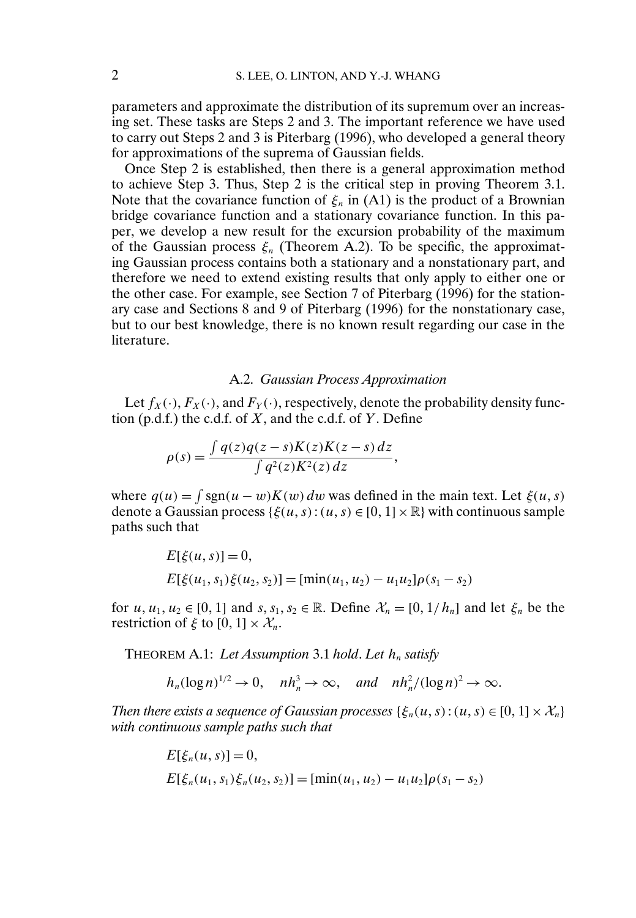parameters and approximate the distribution of its supremum over an increasing set. These tasks are Steps 2 and 3. The important reference we have used to carry out Steps 2 and 3 is Piterbarg (1996), who developed a general theory for approximations of the suprema of Gaussian fields.

Once Step 2 is established, then there is a general approximation method to achieve Step 3. Thus, Step 2 is the critical step in proving Theorem 3.1. Note that the covariance function of $\xi_n$ in (A1) is the product of a Brownian bridge covariance function and a stationary covariance function. In this paper, we develop a new result for the excursion probability of the maximum of the Gaussian process $\xi_n$ (Theorem A.2). To be specific, the approximating Gaussian process contains both a stationary and a nonstationary part, and therefore we need to extend existing results that only apply to either one or the other case. For example, see Section 7 of Piterbarg (1996) for the stationary case and Sections 8 and 9 of Piterbarg (1996) for the nonstationary case, but to our best knowledge, there is no known result regarding our case in the literature.

### A.2. *Gaussian Process Approximation*

Let $f_X(\cdot)$, $F_X(\cdot)$, and $F_Y(\cdot)$, respectively, denote the probability density function (p.d.f.) the c.d.f. of $X$, and the c.d.f. of $Y$. Define

$$\rho(s) = \frac{\int q(z)q(z-s)K(z)K(z-s)\,dz}{\int q^2(z)K^2(z)\,dz},$$

where $q(u) = \int \operatorname{sgn}(u-w)K(w)\,dw$ was defined in the main text. Let $\xi(u,s)$ denote a Gaussian process $\{\xi(u,s) : (u,s) \in [0,1] \times \mathbb{R}\}$ with continuous sample paths such that

$$E[\xi(u,s)] = 0,$$
$$E[\xi(u_1,s_1)\xi(u_2,s_2)] = [\min(u_1,u_2) - u_1u_2]\rho(s_1 - s_2)$$

for $u, u_1, u_2 \in [0,1]$ and $s, s_1, s_2 \in \mathbb{R}$. Define $\mathcal{X}_n = [0, 1/h_n]$ and let $\xi_n$ be the restriction of $\xi$ to $[0,1] \times \mathcal{X}_n$.

THEOREM A.1: *Let Assumption* 3.1 *hold*. *Let* $h_n$ *satisfy*

$$h_n(\log n)^{1/2} \to 0, \quad nh_n^3 \to \infty, \quad \textit{and} \quad nh_n^2/(\log n)^2 \to \infty.$$

*Then there exists a sequence of Gaussian processes* $\{\xi_n(u,s) : (u,s) \in [0,1] \times \mathcal{X}_n\}$ *with continuous sample paths such that*

$$E[\xi_n(u,s)] = 0,$$
$$E[\xi_n(u_1,s_1)\xi_n(u_2,s_2)] = [\min(u_1,u_2) - u_1u_2]\rho(s_1 - s_2)$$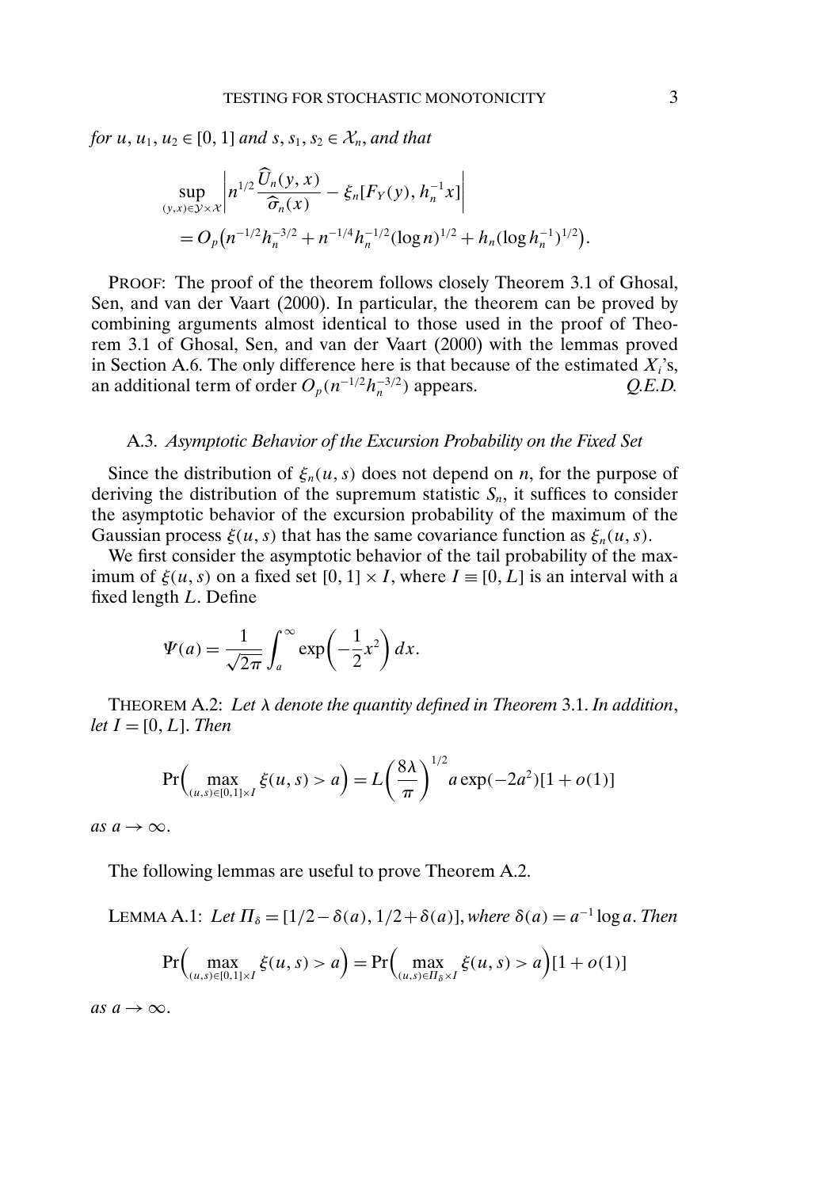*for* $u, u_1, u_2 \in [0, 1]$ *and* $s, s_1, s_2 \in \mathcal{X}_n$, *and that*

$$\sup_{(y,x)\in\mathcal{Y}\times\mathcal{X}} \left| n^{1/2} \frac{\widehat{U}_n(y,x)}{\widehat{\sigma}_n(x)} - \xi_n[F_Y(y), h_n^{-1}x] \right|$$
$$= O_p\big(n^{-1/2}h_n^{-3/2} + n^{-1/4}h_n^{-1/2}(\log n)^{1/2} + h_n(\log h_n^{-1})^{1/2}\big).$$

PROOF: The proof of the theorem follows closely Theorem 3.1 of Ghosal, Sen, and van der Vaart (2000). In particular, the theorem can be proved by combining arguments almost identical to those used in the proof of Theorem 3.1 of Ghosal, Sen, and van der Vaart (2000) with the lemmas proved in Section A.6. The only difference here is that because of the estimated $X_i$'s, an additional term of order $O_p(n^{-1/2}h_n^{-3/2})$ appears. *Q.E.D.*

### A.3. *Asymptotic Behavior of the Excursion Probability on the Fixed Set*

Since the distribution of $\xi_n(u, s)$ does not depend on $n$, for the purpose of deriving the distribution of the supremum statistic $S_n$, it suffices to consider the asymptotic behavior of the excursion probability of the maximum of the Gaussian process $\xi(u, s)$ that has the same covariance function as $\xi_n(u, s)$.

We first consider the asymptotic behavior of the tail probability of the maximum of $\xi(u, s)$ on a fixed set $[0, 1] \times I$, where $I \equiv [0, L]$ is an interval with a fixed length $L$. Define

$$\Psi(a) = \frac{1}{\sqrt{2\pi}} \int_a^\infty \exp\left(-\frac{1}{2}x^2\right) dx.$$

THEOREM A.2: *Let* $\lambda$ *denote the quantity defined in Theorem* 3.1. *In addition*, *let* $I = [0, L]$. *Then*

$$\Pr\Big(\max_{(u,s)\in[0,1]\times I} \xi(u, s) > a\Big) = L\left(\frac{8\lambda}{\pi}\right)^{1/2} a \exp(-2a^2)[1 + o(1)]$$

*as* $a \to \infty$.

The following lemmas are useful to prove Theorem A.2.

LEMMA A.1: *Let* $\Pi_\delta = [1/2 - \delta(a), 1/2 + \delta(a)]$, *where* $\delta(a) = a^{-1}\log a$. *Then*

$$\Pr\Big(\max_{(u,s)\in[0,1]\times I} \xi(u, s) > a\Big) = \Pr\Big(\max_{(u,s)\in\Pi_\delta\times I} \xi(u, s) > a\Big)[1 + o(1)]$$

*as* $a \to \infty$.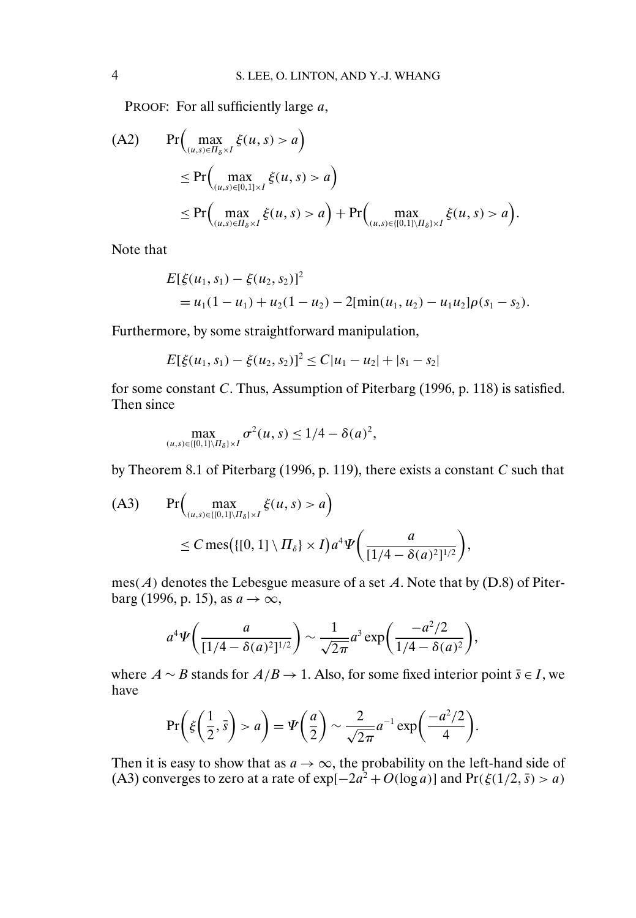PROOF: For all sufficiently large $a$,

$$\text{(A2)} \qquad \Pr\Big(\max_{(u,s)\in \Pi_\delta \times I} \xi(u,s) > a\Big)$$
$$\le \Pr\Big(\max_{(u,s)\in [0,1]\times I} \xi(u,s) > a\Big)$$
$$\le \Pr\Big(\max_{(u,s)\in \Pi_\delta \times I} \xi(u,s) > a\Big) + \Pr\Big(\max_{(u,s)\in \{[0,1]\setminus \Pi_\delta\}\times I} \xi(u,s) > a\Big).$$

Note that

$$E[\xi(u_1,s_1) - \xi(u_2,s_2)]^2$$
$$= u_1(1-u_1) + u_2(1-u_2) - 2[\min(u_1,u_2) - u_1 u_2]\rho(s_1 - s_2).$$

Furthermore, by some straightforward manipulation,

$$E[\xi(u_1,s_1) - \xi(u_2,s_2)]^2 \le C|u_1 - u_2| + |s_1 - s_2|$$

for some constant $C$. Thus, Assumption of Piterbarg (1996, p. 118) is satisfied. Then since

$$\max_{(u,s)\in \{[0,1]\setminus \Pi_\delta\}\times I} \sigma^2(u,s) \le 1/4 - \delta(a)^2,$$

by Theorem 8.1 of Piterbarg (1996, p. 119), there exists a constant $C$ such that

$$\text{(A3)} \qquad \Pr\Big(\max_{(u,s)\in \{[0,1]\setminus \Pi_\delta\}\times I} \xi(u,s) > a\Big)$$
$$\le C\,\mathrm{mes}\big(\{[0,1]\setminus \Pi_\delta\}\times I\big) a^4 \Psi\bigg(\frac{a}{[1/4 - \delta(a)^2]^{1/2}}\bigg),$$

$\mathrm{mes}(A)$ denotes the Lebesgue measure of a set $A$. Note that by (D.8) of Piterbarg (1996, p. 15), as $a \to \infty$,

$$a^4 \Psi\bigg(\frac{a}{[1/4 - \delta(a)^2]^{1/2}}\bigg) \sim \frac{1}{\sqrt{2\pi}} a^3 \exp\bigg(\frac{-a^2/2}{1/4 - \delta(a)^2}\bigg),$$

where $A \sim B$ stands for $A/B \to 1$. Also, for some fixed interior point $\bar{s} \in I$, we have

$$\Pr\bigg(\xi\bigg(\frac{1}{2}, \bar{s}\bigg) > a\bigg) = \Psi\bigg(\frac{a}{2}\bigg) \sim \frac{2}{\sqrt{2\pi}} a^{-1} \exp\bigg(\frac{-a^2/2}{4}\bigg).$$

Then it is easy to show that as $a \to \infty$, the probability on the left-hand side of (A3) converges to zero at a rate of $\exp[-2a^2 + O(\log a)]$ and $\Pr(\xi(1/2, \bar{s}) > a)$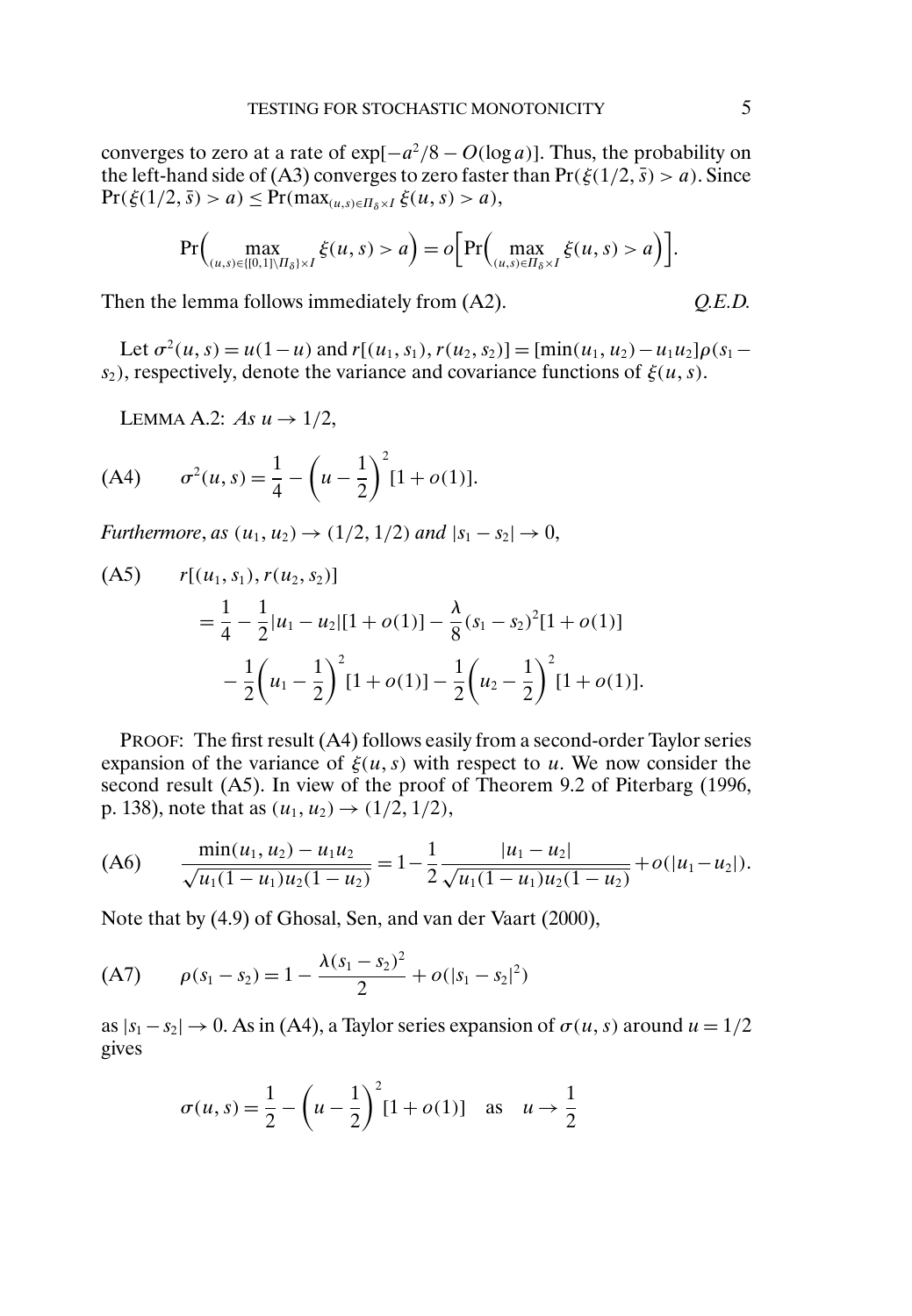converges to zero at a rate of $\exp[-a^2/8 - O(\log a)]$. Thus, the probability on the left-hand side of (A3) converges to zero faster than $\Pr(\xi(1/2, \bar{s}) > a)$. Since $\Pr(\xi(1/2, \bar{s}) > a) \le \Pr(\max_{(u,s)\in \Pi_\delta \times I} \xi(u,s) > a)$,

$$\Pr\Big(\max_{(u,s)\in\{[0,1]\setminus \Pi_\delta\}\times I} \xi(u,s) > a\Big) = o\Big[\Pr\Big(\max_{(u,s)\in \Pi_\delta \times I} \xi(u,s) > a\Big)\Big].$$

Then the lemma follows immediately from (A2). *Q.E.D.*

Let $\sigma^2(u,s) = u(1-u)$ and $r[(u_1,s_1), r(u_2,s_2)] = [\min(u_1,u_2) - u_1u_2]\rho(s_1 - s_2)$, respectively, denote the variance and covariance functions of $\xi(u,s)$.

LEMMA A.2: *As* $u \to 1/2$,

$$\sigma^2(u,s) = \frac{1}{4} - \left(u - \frac{1}{2}\right)^2 [1 + o(1)]. \tag{A4}$$

*Furthermore, as* $(u_1,u_2) \to (1/2, 1/2)$ *and* $|s_1 - s_2| \to 0$,

$$\begin{aligned} &r[(u_1,s_1), r(u_2,s_2)] \\ &\quad = \frac{1}{4} - \frac{1}{2}|u_1 - u_2|[1 + o(1)] - \frac{\lambda}{8}(s_1 - s_2)^2[1 + o(1)] \\ &\qquad - \frac{1}{2}\left(u_1 - \frac{1}{2}\right)^2[1 + o(1)] - \frac{1}{2}\left(u_2 - \frac{1}{2}\right)^2[1 + o(1)]. \end{aligned} \tag{A5}$$

PROOF: The first result (A4) follows easily from a second-order Taylor series expansion of the variance of $\xi(u,s)$ with respect to $u$. We now consider the second result (A5). In view of the proof of Theorem 9.2 of Piterbarg (1996, p. 138), note that as $(u_1,u_2) \to (1/2, 1/2)$,

$$\frac{\min(u_1,u_2) - u_1u_2}{\sqrt{u_1(1-u_1)u_2(1-u_2)}} = 1 - \frac{1}{2}\frac{|u_1 - u_2|}{\sqrt{u_1(1-u_1)u_2(1-u_2)}} + o(|u_1 - u_2|). \tag{A6}$$

Note that by (4.9) of Ghosal, Sen, and van der Vaart (2000),

$$\rho(s_1 - s_2) = 1 - \frac{\lambda(s_1 - s_2)^2}{2} + o(|s_1 - s_2|^2) \tag{A7}$$

as $|s_1 - s_2| \to 0$. As in (A4), a Taylor series expansion of $\sigma(u,s)$ around $u = 1/2$ gives

$$\sigma(u,s) = \frac{1}{2} - \left(u - \frac{1}{2}\right)^2 [1 + o(1)] \quad \text{as} \quad u \to \frac{1}{2}$$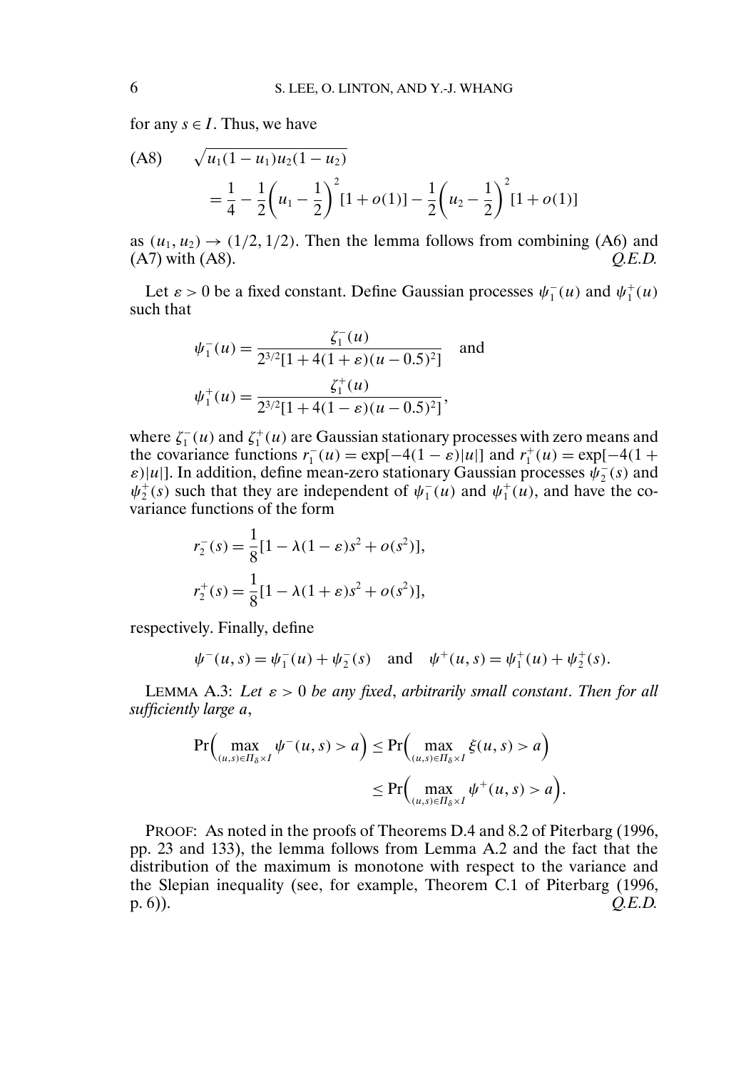for any $s \in I$. Thus, we have

$$\text{(A8)} \qquad \sqrt{u_1(1-u_1)u_2(1-u_2)} = \frac{1}{4} - \frac{1}{2}\left(u_1 - \frac{1}{2}\right)^2[1+o(1)] - \frac{1}{2}\left(u_2 - \frac{1}{2}\right)^2[1+o(1)]$$

as $(u_1, u_2) \to (1/2, 1/2)$. Then the lemma follows from combining (A6) and (A7) with (A8). *Q.E.D.*

Let $\varepsilon > 0$ be a fixed constant. Define Gaussian processes $\psi_1^-(u)$ and $\psi_1^+(u)$ such that

$$\psi_1^-(u) = \frac{\zeta_1^-(u)}{2^{3/2}[1 + 4(1+\varepsilon)(u - 0.5)^2]} \quad \text{and}$$

$$\psi_1^+(u) = \frac{\zeta_1^+(u)}{2^{3/2}[1 + 4(1-\varepsilon)(u - 0.5)^2]},$$

where $\zeta_1^-(u)$ and $\zeta_1^+(u)$ are Gaussian stationary processes with zero means and the covariance functions $r_1^-(u) = \exp[-4(1-\varepsilon)|u|]$ and $r_1^+(u) = \exp[-4(1+\varepsilon)|u|]$. In addition, define mean-zero stationary Gaussian processes $\psi_2^-(s)$ and $\psi_2^+(s)$ such that they are independent of $\psi_1^-(u)$ and $\psi_1^+(u)$, and have the covariance functions of the form

$$r_2^-(s) = \frac{1}{8}[1 - \lambda(1-\varepsilon)s^2 + o(s^2)],$$

$$r_2^+(s) = \frac{1}{8}[1 - \lambda(1+\varepsilon)s^2 + o(s^2)],$$

respectively. Finally, define

$$\psi^-(u, s) = \psi_1^-(u) + \psi_2^-(s) \quad \text{and} \quad \psi^+(u, s) = \psi_1^+(u) + \psi_2^+(s).$$

LEMMA A.3: *Let $\varepsilon > 0$ be any fixed, arbitrarily small constant. Then for all sufficiently large $a$,*

$$\Pr\Big(\max_{(u,s)\in \Pi_\delta \times I} \psi^-(u, s) > a\Big) \le \Pr\Big(\max_{(u,s)\in \Pi_\delta \times I} \xi(u, s) > a\Big) \le \Pr\Big(\max_{(u,s)\in \Pi_\delta \times I} \psi^+(u, s) > a\Big).$$

PROOF: As noted in the proofs of Theorems D.4 and 8.2 of Piterbarg (1996, pp. 23 and 133), the lemma follows from Lemma A.2 and the fact that the distribution of the maximum is monotone with respect to the variance and the Slepian inequality (see, for example, Theorem C.1 of Piterbarg (1996, p. 6)). *Q.E.D.*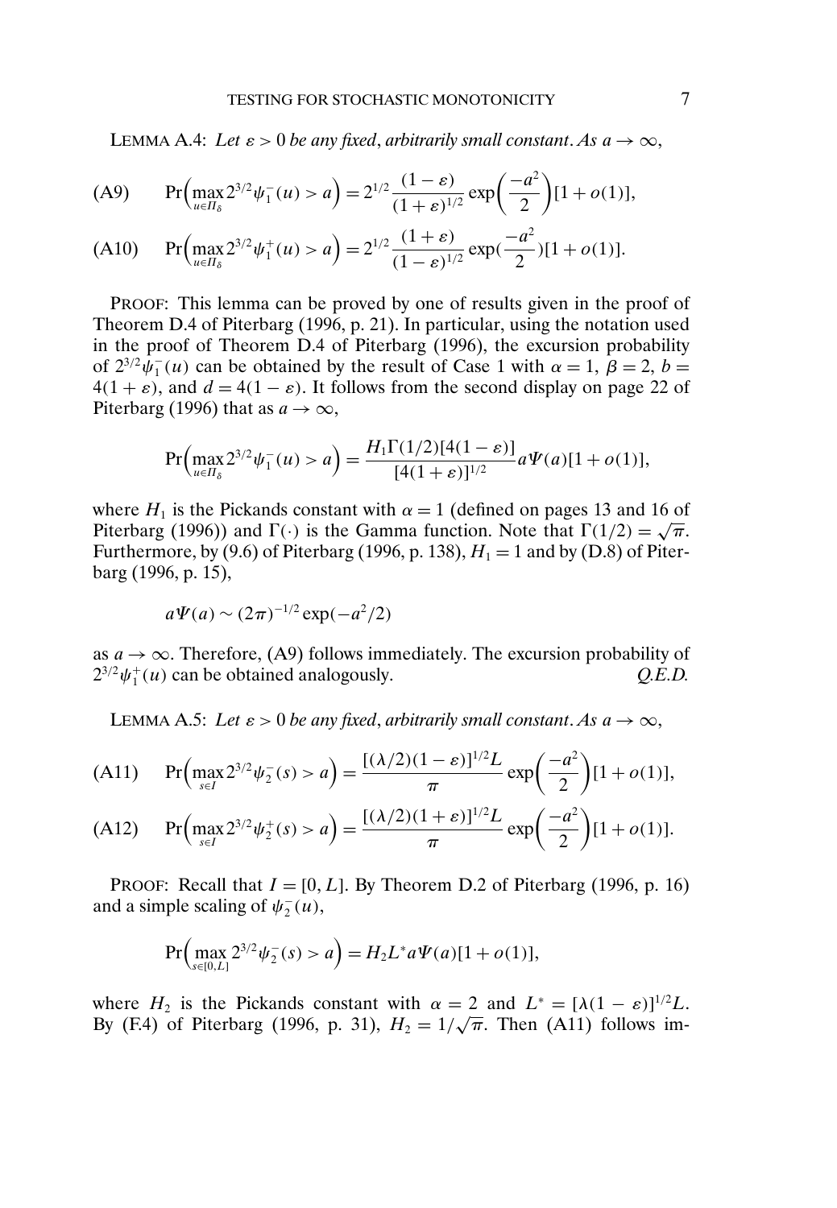LEMMA A.4: *Let $\varepsilon > 0$ be any fixed, arbitrarily small constant. As $a \to \infty$,*

$$\text{(A9)} \qquad \Pr\Big(\max_{u \in \Pi_\delta} 2^{3/2}\psi_1^-(u) > a\Big) = 2^{1/2}\frac{(1-\varepsilon)}{(1+\varepsilon)^{1/2}}\exp\left(\frac{-a^2}{2}\right)[1+o(1)],$$

$$\text{(A10)} \qquad \Pr\Big(\max_{u \in \Pi_\delta} 2^{3/2}\psi_1^+(u) > a\Big) = 2^{1/2}\frac{(1+\varepsilon)}{(1-\varepsilon)^{1/2}}\exp(\frac{-a^2}{2})[1+o(1)].$$

PROOF: This lemma can be proved by one of results given in the proof of Theorem D.4 of Piterbarg (1996, p. 21). In particular, using the notation used in the proof of Theorem D.4 of Piterbarg (1996), the excursion probability of $2^{3/2}\psi_1^-(u)$ can be obtained by the result of Case 1 with $\alpha = 1$, $\beta = 2$, $b = 4(1+\varepsilon)$, and $d = 4(1-\varepsilon)$. It follows from the second display on page 22 of Piterbarg (1996) that as $a \to \infty$,

$$\Pr\Big(\max_{u \in \Pi_\delta} 2^{3/2}\psi_1^-(u) > a\Big) = \frac{H_1\Gamma(1/2)[4(1-\varepsilon)]}{[4(1+\varepsilon)]^{1/2}}a\Psi(a)[1+o(1)],$$

where $H_1$ is the Pickands constant with $\alpha = 1$ (defined on pages 13 and 16 of Piterbarg (1996)) and $\Gamma(\cdot)$ is the Gamma function. Note that $\Gamma(1/2) = \sqrt{\pi}$. Furthermore, by (9.6) of Piterbarg (1996, p. 138), $H_1 = 1$ and by (D.8) of Piterbarg (1996, p. 15),

$$a\Psi(a) \sim (2\pi)^{-1/2}\exp(-a^2/2)$$

as $a \to \infty$. Therefore, (A9) follows immediately. The excursion probability of $2^{3/2}\psi_1^+(u)$ can be obtained analogously. *Q.E.D.*

LEMMA A.5: *Let $\varepsilon > 0$ be any fixed, arbitrarily small constant. As $a \to \infty$,*

$$\text{(A11)} \qquad \Pr\Big(\max_{s \in I} 2^{3/2}\psi_2^-(s) > a\Big) = \frac{[(\lambda/2)(1-\varepsilon)]^{1/2}L}{\pi}\exp\left(\frac{-a^2}{2}\right)[1+o(1)],$$

$$\text{(A12)} \qquad \Pr\Big(\max_{s \in I} 2^{3/2}\psi_2^+(s) > a\Big) = \frac{[(\lambda/2)(1+\varepsilon)]^{1/2}L}{\pi}\exp\left(\frac{-a^2}{2}\right)[1+o(1)].$$

PROOF: Recall that $I = [0, L]$. By Theorem D.2 of Piterbarg (1996, p. 16) and a simple scaling of $\psi_2^-(u)$,

$$\Pr\Big(\max_{s \in [0,L]} 2^{3/2}\psi_2^-(s) > a\Big) = H_2L^*a\Psi(a)[1+o(1)],$$

where $H_2$ is the Pickands constant with $\alpha = 2$ and $L^* = [\lambda(1-\varepsilon)]^{1/2}L$. By (F.4) of Piterbarg (1996, p. 31), $H_2 = 1/\sqrt{\pi}$. Then (A11) follows im-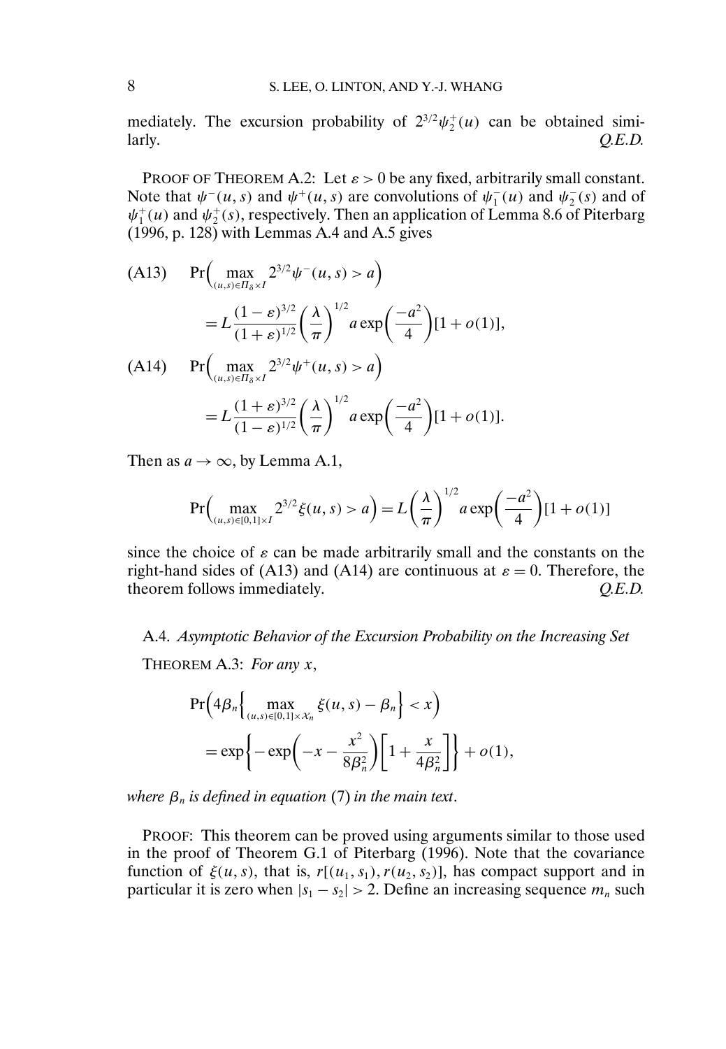mediately. The excursion probability of $2^{3/2}\psi_2^+(u)$ can be obtained similarly. *Q.E.D.*

PROOF OF THEOREM A.2: Let $\varepsilon > 0$ be any fixed, arbitrarily small constant. Note that $\psi^-(u,s)$ and $\psi^+(u,s)$ are convolutions of $\psi_1^-(u)$ and $\psi_2^-(s)$ and of $\psi_1^+(u)$ and $\psi_2^+(s)$, respectively. Then an application of Lemma 8.6 of Piterbarg (1996, p. 128) with Lemmas A.4 and A.5 gives

$$\text{(A13)} \quad \Pr\Big(\max_{(u,s)\in \Pi_\delta \times I} 2^{3/2}\psi^-(u,s) > a\Big) = L\frac{(1-\varepsilon)^{3/2}}{(1+\varepsilon)^{1/2}}\left(\frac{\lambda}{\pi}\right)^{1/2} a \exp\left(\frac{-a^2}{4}\right)[1+o(1)],$$

$$\text{(A14)} \quad \Pr\Big(\max_{(u,s)\in \Pi_\delta \times I} 2^{3/2}\psi^+(u,s) > a\Big) = L\frac{(1+\varepsilon)^{3/2}}{(1-\varepsilon)^{1/2}}\left(\frac{\lambda}{\pi}\right)^{1/2} a \exp\left(\frac{-a^2}{4}\right)[1+o(1)].$$

Then as $a \to \infty$, by Lemma A.1,

$$\Pr\Big(\max_{(u,s)\in [0,1]\times I} 2^{3/2}\xi(u,s) > a\Big) = L\left(\frac{\lambda}{\pi}\right)^{1/2} a \exp\left(\frac{-a^2}{4}\right)[1+o(1)]$$

since the choice of $\varepsilon$ can be made arbitrarily small and the constants on the right-hand sides of (A13) and (A14) are continuous at $\varepsilon = 0$. Therefore, the theorem follows immediately. *Q.E.D.*

### A.4. *Asymptotic Behavior of the Excursion Probability on the Increasing Set*

THEOREM A.3: *For any* $x$,

$$\Pr\Big(4\beta_n\Big\{\max_{(u,s)\in[0,1]\times \mathcal{X}_n} \xi(u,s) - \beta_n\Big\} < x\Big) = \exp\left\{-\exp\left(-x - \frac{x^2}{8\beta_n^2}\right)\left[1 + \frac{x}{4\beta_n^2}\right]\right\} + o(1),$$

*where* $\beta_n$ *is defined in equation* (7) *in the main text*.

PROOF: This theorem can be proved using arguments similar to those used in the proof of Theorem G.1 of Piterbarg (1996). Note that the covariance function of $\xi(u,s)$, that is, $r[(u_1,s_1), r(u_2,s_2)]$, has compact support and in particular it is zero when $|s_1 - s_2| > 2$. Define an increasing sequence $m_n$ such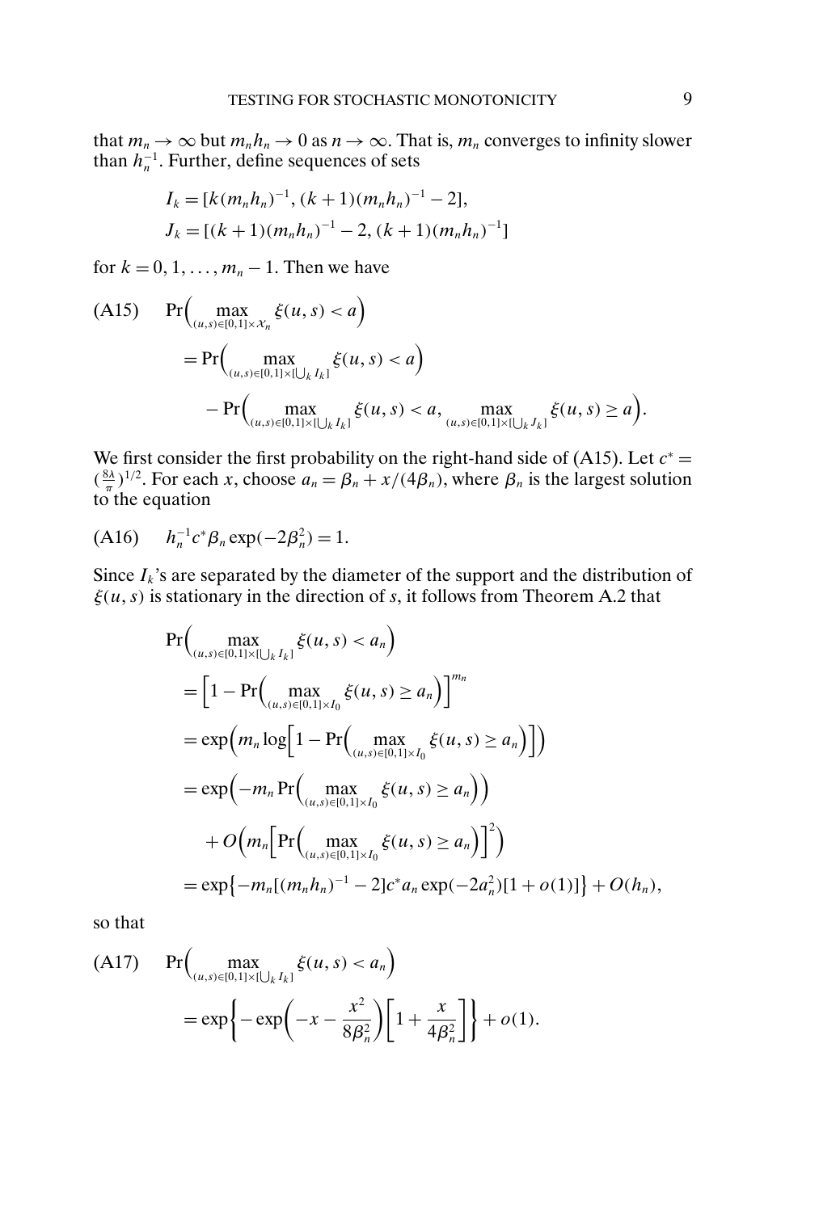that $m_n \to \infty$ but $m_n h_n \to 0$ as $n \to \infty$. That is, $m_n$ converges to infinity slower than $h_n^{-1}$. Further, define sequences of sets

$$I_k = [k(m_n h_n)^{-1}, (k+1)(m_n h_n)^{-1} - 2],$$
$$J_k = [(k+1)(m_n h_n)^{-1} - 2, (k+1)(m_n h_n)^{-1}]$$

for $k = 0, 1, \ldots, m_n - 1$. Then we have

$$\text{(A15)} \quad \Pr\Big(\max_{(u,s)\in[0,1]\times\mathcal{X}_n} \xi(u,s) < a\Big) = \Pr\Big(\max_{(u,s)\in[0,1]\times[\bigcup_k I_k]} \xi(u,s) < a\Big) - \Pr\Big(\max_{(u,s)\in[0,1]\times[\bigcup_k I_k]} \xi(u,s) < a, \max_{(u,s)\in[0,1]\times[\bigcup_k J_k]} \xi(u,s) \ge a\Big).$$

We first consider the first probability on the right-hand side of (A15). Let $c^* = (\frac{8\lambda}{\pi})^{1/2}$. For each $x$, choose $a_n = \beta_n + x/(4\beta_n)$, where $\beta_n$ is the largest solution to the equation

$$\text{(A16)} \quad h_n^{-1} c^* \beta_n \exp(-2\beta_n^2) = 1.$$

Since $I_k$'s are separated by the diameter of the support and the distribution of $\xi(u,s)$ is stationary in the direction of $s$, it follows from Theorem A.2 that

$$\begin{aligned}
&\Pr\Big(\max_{(u,s)\in[0,1]\times[\bigcup_k I_k]} \xi(u,s) < a_n\Big) \\
&= \Big[1 - \Pr\Big(\max_{(u,s)\in[0,1]\times I_0} \xi(u,s) \ge a_n\Big)\Big]^{m_n} \\
&= \exp\Big(m_n \log\Big[1 - \Pr\Big(\max_{(u,s)\in[0,1]\times I_0} \xi(u,s) \ge a_n\Big)\Big]\Big) \\
&= \exp\Big(-m_n \Pr\Big(\max_{(u,s)\in[0,1]\times I_0} \xi(u,s) \ge a_n\Big)\Big) \\
&\quad + O\Big(m_n \Big[\Pr\Big(\max_{(u,s)\in[0,1]\times I_0} \xi(u,s) \ge a_n\Big)\Big]^2\Big) \\
&= \exp\big\{-m_n[(m_n h_n)^{-1} - 2] c^* a_n \exp(-2a_n^2)[1 + o(1)]\big\} + O(h_n),
\end{aligned}$$

so that

$$\text{(A17)} \quad \Pr\Big(\max_{(u,s)\in[0,1]\times[\bigcup_k I_k]} \xi(u,s) < a_n\Big) = \exp\Big\{-\exp\Big(-x - \frac{x^2}{8\beta_n^2}\Big)\Big[1 + \frac{x}{4\beta_n^2}\Big]\Big\} + o(1).$$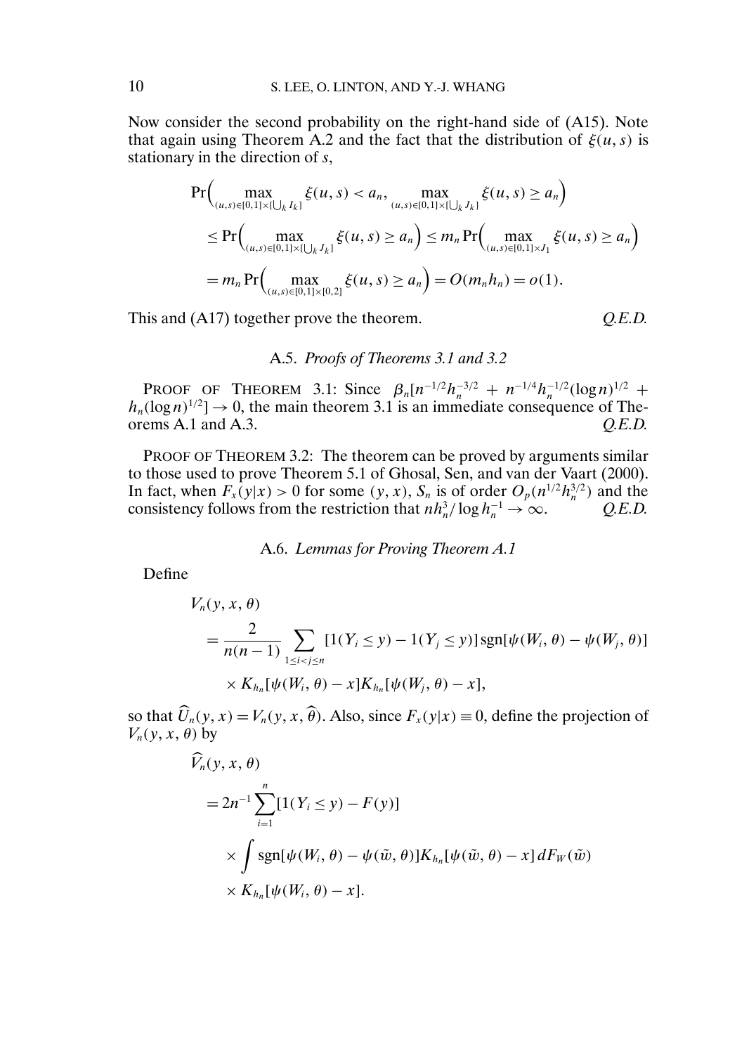Now consider the second probability on the right-hand side of (A15). Note that again using Theorem A.2 and the fact that the distribution of $\xi(u, s)$ is stationary in the direction of $s$,

$$
\begin{aligned}
&\Pr\Big(\max_{(u,s)\in[0,1]\times[\bigcup_k I_k]} \xi(u,s) < a_n, \max_{(u,s)\in[0,1]\times[\bigcup_k J_k]} \xi(u,s) \geq a_n\Big) \\
&\quad \leq \Pr\Big(\max_{(u,s)\in[0,1]\times[\bigcup_k J_k]} \xi(u,s) \geq a_n\Big) \leq m_n \Pr\Big(\max_{(u,s)\in[0,1]\times J_1} \xi(u,s) \geq a_n\Big) \\
&\quad = m_n \Pr\Big(\max_{(u,s)\in[0,1]\times[0,2]} \xi(u,s) \geq a_n\Big) = O(m_n h_n) = o(1).
\end{aligned}
$$

This and (A17) together prove the theorem. *Q.E.D.*

### A.5. *Proofs of Theorems 3.1 and 3.2*

PROOF OF THEOREM 3.1: Since $\beta_n[n^{-1/2}h_n^{-3/2} + n^{-1/4}h_n^{-1/2}(\log n)^{1/2} + h_n(\log n)^{1/2}] \to 0$, the main theorem 3.1 is an immediate consequence of Theorems A.1 and A.3. *Q.E.D.*

PROOF OF THEOREM 3.2: The theorem can be proved by arguments similar to those used to prove Theorem 5.1 of Ghosal, Sen, and van der Vaart (2000). In fact, when $F_x(y|x) > 0$ for some $(y, x)$, $S_n$ is of order $O_p(n^{1/2}h_n^{3/2})$ and the consistency follows from the restriction that $nh_n^3/\log h_n^{-1} \to \infty$. *Q.E.D.*

### A.6. *Lemmas for Proving Theorem A.1*

Define

$$
\begin{aligned}
&V_n(y, x, \theta) \\
&= \frac{2}{n(n-1)} \sum_{1\leq i<j\leq n} [1(Y_i \leq y) - 1(Y_j \leq y)] \operatorname{sgn}[\psi(W_i, \theta) - \psi(W_j, \theta)] \\
&\quad \times K_{h_n}[\psi(W_i, \theta) - x] K_{h_n}[\psi(W_j, \theta) - x],
\end{aligned}
$$

so that $\widehat{U}_n(y, x) = V_n(y, x, \widehat{\theta})$. Also, since $F_x(y|x) \equiv 0$, define the projection of $V_n(y, x, \theta)$ by

$$
\begin{aligned}
&\widehat{V}_n(y, x, \theta) \\
&= 2n^{-1} \sum_{i=1}^{n} [1(Y_i \leq y) - F(y)] \\
&\quad \times \int \operatorname{sgn}[\psi(W_i, \theta) - \psi(\tilde{w}, \theta)] K_{h_n}[\psi(\tilde{w}, \theta) - x] \, dF_W(\tilde{w}) \\
&\quad \times K_{h_n}[\psi(W_i, \theta) - x].
\end{aligned}
$$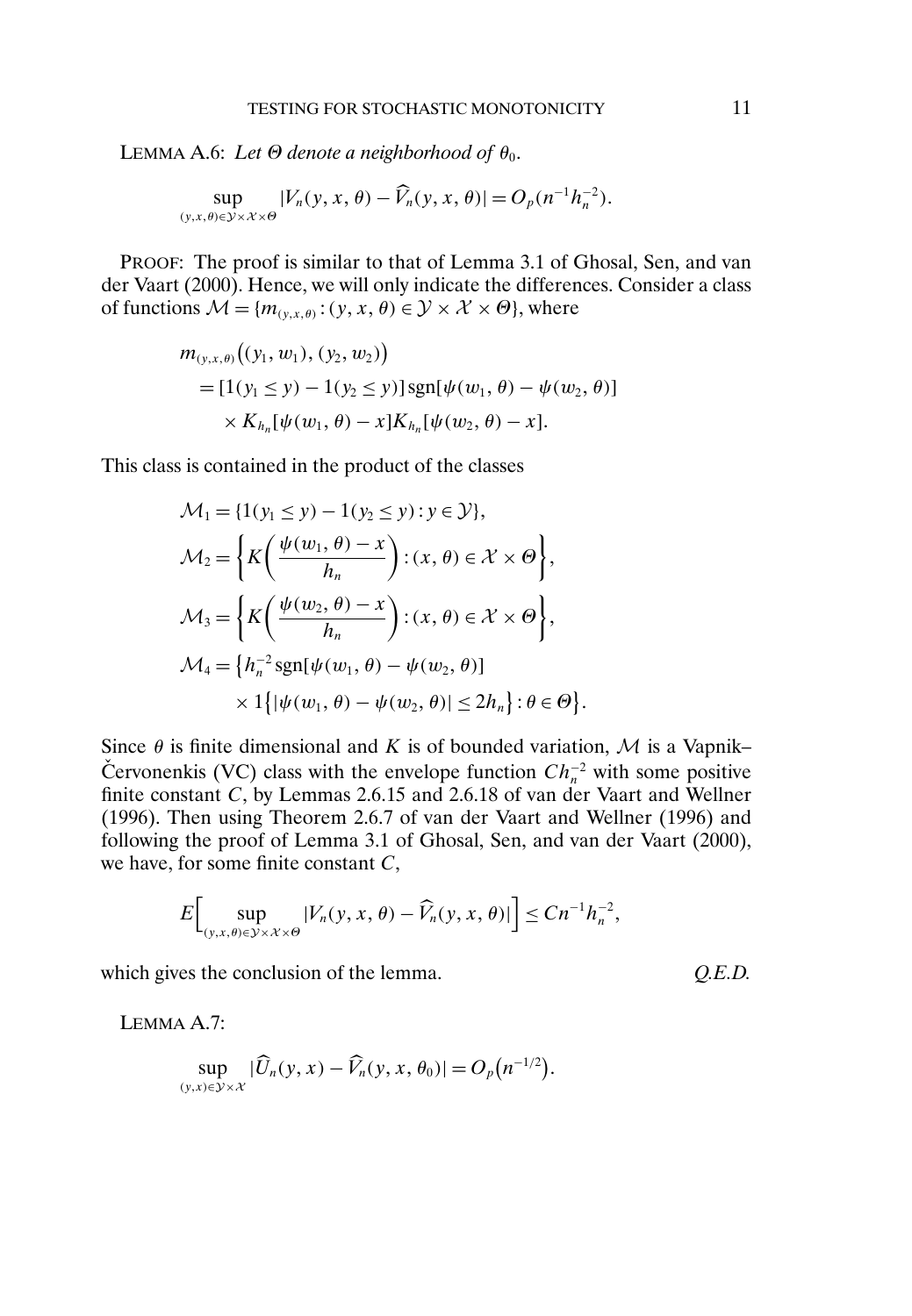LEMMA A.6: *Let $\Theta$ denote a neighborhood of $\theta_0$.*

$$\sup_{(y,x,\theta)\in\mathcal{Y}\times\mathcal{X}\times\Theta} |V_n(y,x,\theta) - \widehat{V}_n(y,x,\theta)| = O_p(n^{-1}h_n^{-2}).$$

PROOF: The proof is similar to that of Lemma 3.1 of Ghosal, Sen, and van der Vaart (2000). Hence, we will only indicate the differences. Consider a class of functions $\mathcal{M} = \{m_{(y,x,\theta)} : (y,x,\theta) \in \mathcal{Y}\times\mathcal{X}\times\Theta\}$, where

$$\begin{aligned}
&m_{(y,x,\theta)}\big((y_1,w_1),(y_2,w_2)\big) \\
&\quad = [1(y_1 \le y) - 1(y_2 \le y)]\,\mathrm{sgn}[\psi(w_1,\theta) - \psi(w_2,\theta)] \\
&\qquad \times K_{h_n}[\psi(w_1,\theta) - x]K_{h_n}[\psi(w_2,\theta) - x].
\end{aligned}$$

This class is contained in the product of the classes

$$\begin{aligned}
\mathcal{M}_1 &= \{1(y_1 \le y) - 1(y_2 \le y) : y \in \mathcal{Y}\}, \\
\mathcal{M}_2 &= \left\{K\left(\frac{\psi(w_1,\theta) - x}{h_n}\right) : (x,\theta) \in \mathcal{X}\times\Theta\right\}, \\
\mathcal{M}_3 &= \left\{K\left(\frac{\psi(w_2,\theta) - x}{h_n}\right) : (x,\theta) \in \mathcal{X}\times\Theta\right\}, \\
\mathcal{M}_4 &= \big\{h_n^{-2}\,\mathrm{sgn}[\psi(w_1,\theta) - \psi(w_2,\theta)] \\
&\qquad \times 1\big\{|\psi(w_1,\theta) - \psi(w_2,\theta)| \le 2h_n\big\} : \theta \in \Theta\big\}.
\end{aligned}$$

Since $\theta$ is finite dimensional and $K$ is of bounded variation, $\mathcal{M}$ is a Vapnik–Červonenkis (VC) class with the envelope function $Ch_n^{-2}$ with some positive finite constant $C$, by Lemmas 2.6.15 and 2.6.18 of van der Vaart and Wellner (1996). Then using Theorem 2.6.7 of van der Vaart and Wellner (1996) and following the proof of Lemma 3.1 of Ghosal, Sen, and van der Vaart (2000), we have, for some finite constant $C$,

$$E\Big[\sup_{(y,x,\theta)\in\mathcal{Y}\times\mathcal{X}\times\Theta} |V_n(y,x,\theta) - \widehat{V}_n(y,x,\theta)|\Big] \le Cn^{-1}h_n^{-2},$$

which gives the conclusion of the lemma. *Q.E.D.*

LEMMA A.7:

$$\sup_{(y,x)\in\mathcal{Y}\times\mathcal{X}} |\widehat{U}_n(y,x) - \widehat{V}_n(y,x,\theta_0)| = O_p\big(n^{-1/2}\big).$$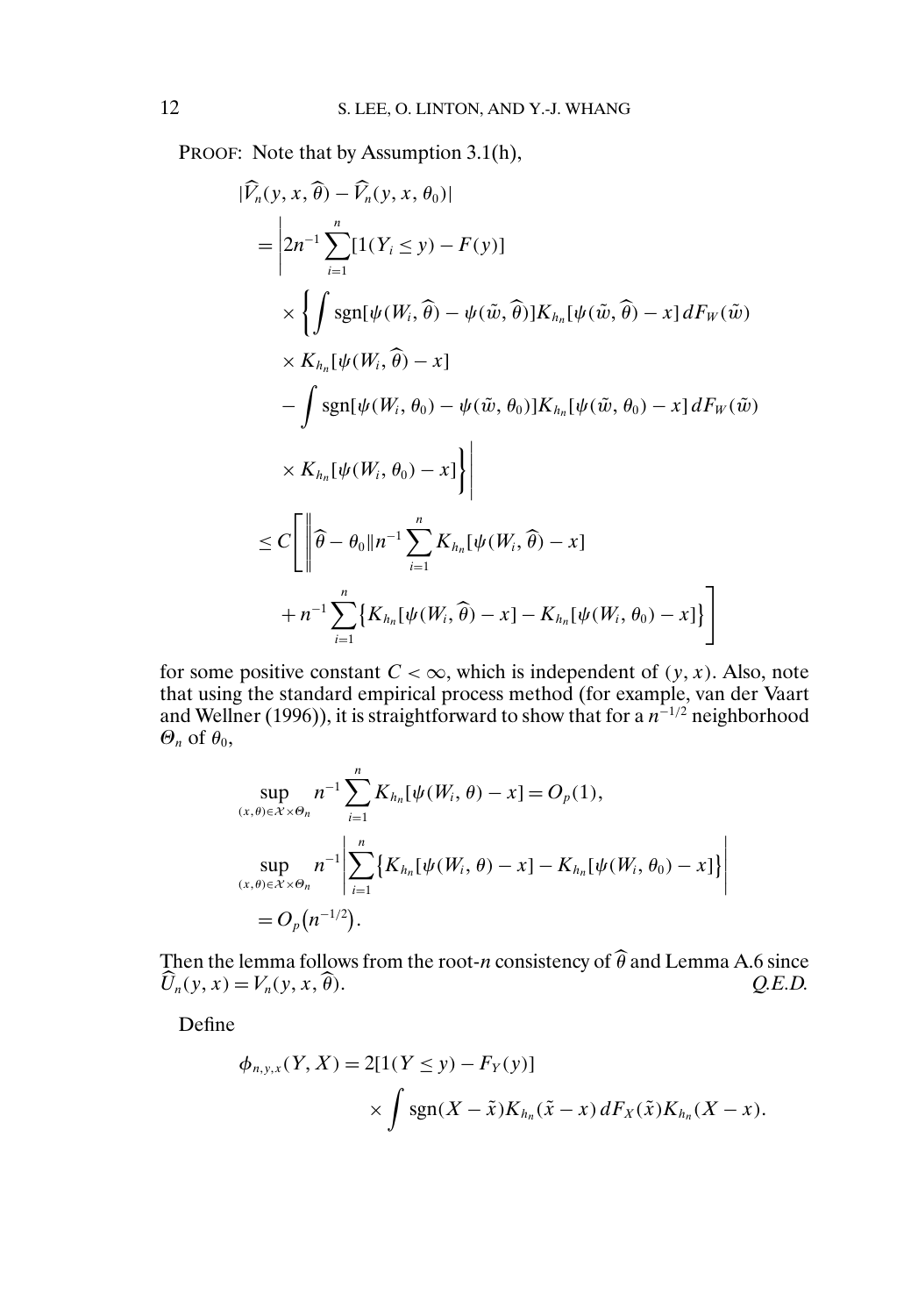PROOF: Note that by Assumption 3.1(h),

$$
\begin{aligned}
&|\widehat{V}_n(y,x,\widehat{\theta}) - \widehat{V}_n(y,x,\theta_0)| \\
&= \Bigg| 2n^{-1} \sum_{i=1}^{n} [1(Y_i \le y) - F(y)] \\
&\quad \times \Bigg\{ \int \operatorname{sgn}[\psi(W_i,\widehat{\theta}) - \psi(\tilde{w},\widehat{\theta})] K_{h_n}[\psi(\tilde{w},\widehat{\theta}) - x]\, dF_W(\tilde{w}) \\
&\quad \times K_{h_n}[\psi(W_i,\widehat{\theta}) - x] \\
&\quad - \int \operatorname{sgn}[\psi(W_i,\theta_0) - \psi(\tilde{w},\theta_0)] K_{h_n}[\psi(\tilde{w},\theta_0) - x]\, dF_W(\tilde{w}) \\
&\quad \times K_{h_n}[\psi(W_i,\theta_0) - x] \Bigg\} \Bigg| \\
&\le C \Bigg[ \Bigg\| \widehat{\theta} - \theta_0 \| n^{-1} \sum_{i=1}^{n} K_{h_n}[\psi(W_i,\widehat{\theta}) - x] \\
&\quad + n^{-1} \sum_{i=1}^{n} \big\{ K_{h_n}[\psi(W_i,\widehat{\theta}) - x] - K_{h_n}[\psi(W_i,\theta_0) - x] \big\} \Bigg]
\end{aligned}
$$

for some positive constant $C < \infty$, which is independent of $(y, x)$. Also, note that using the standard empirical process method (for example, van der Vaart and Wellner (1996)), it is straightforward to show that for a $n^{-1/2}$ neighborhood $\Theta_n$ of $\theta_0$,

$$
\begin{aligned}
&\sup_{(x,\theta)\in\mathcal{X}\times\Theta_n} n^{-1} \sum_{i=1}^{n} K_{h_n}[\psi(W_i,\theta) - x] = O_p(1), \\
&\sup_{(x,\theta)\in\mathcal{X}\times\Theta_n} n^{-1} \left| \sum_{i=1}^{n} \big\{ K_{h_n}[\psi(W_i,\theta) - x] - K_{h_n}[\psi(W_i,\theta_0) - x] \big\} \right| \\
&= O_p\big(n^{-1/2}\big).
\end{aligned}
$$

Then the lemma follows from the root-$n$ consistency of $\widehat{\theta}$ and Lemma A.6 since $\widehat{U}_n(y,x) = V_n(y,x,\widehat{\theta})$. *Q.E.D.*

Define

$$
\begin{aligned}
\phi_{n,y,x}(Y,X) = {} & 2[1(Y \le y) - F_Y(y)] \\
& \times \int \operatorname{sgn}(X - \tilde{x}) K_{h_n}(\tilde{x} - x)\, dF_X(\tilde{x}) K_{h_n}(X - x).
\end{aligned}
$$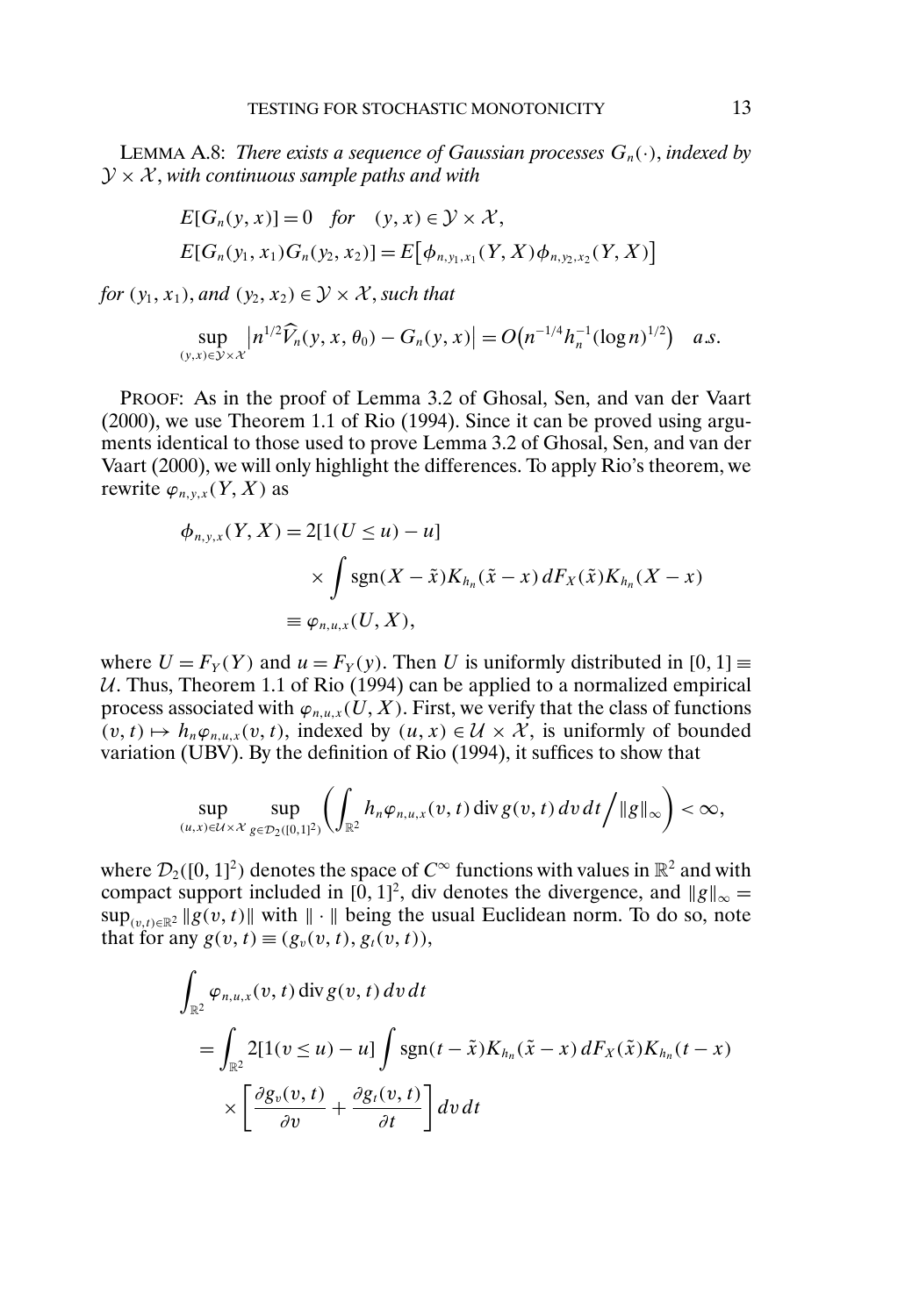LEMMA A.8: *There exists a sequence of Gaussian processes $G_n(\cdot)$, indexed by $\mathcal{Y} \times \mathcal{X}$, with continuous sample paths and with*

$$
\begin{aligned}
&E[G_n(y, x)] = 0 \quad \textit{for} \quad (y, x) \in \mathcal{Y} \times \mathcal{X}, \\
&E[G_n(y_1, x_1) G_n(y_2, x_2)] = E\big[\phi_{n, y_1, x_1}(Y, X) \phi_{n, y_2, x_2}(Y, X)\big]
\end{aligned}
$$

*for $(y_1, x_1)$, and $(y_2, x_2) \in \mathcal{Y} \times \mathcal{X}$, such that*

$$
\sup_{(y,x) \in \mathcal{Y} \times \mathcal{X}} \big| n^{1/2} \widehat{V}_n(y, x, \theta_0) - G_n(y, x) \big| = O\big(n^{-1/4} h_n^{-1} (\log n)^{1/2}\big) \quad a.s.
$$

PROOF: As in the proof of Lemma 3.2 of Ghosal, Sen, and van der Vaart (2000), we use Theorem 1.1 of Rio (1994). Since it can be proved using arguments identical to those used to prove Lemma 3.2 of Ghosal, Sen, and van der Vaart (2000), we will only highlight the differences. To apply Rio's theorem, we rewrite $\varphi_{n,y,x}(Y, X)$ as

$$
\begin{aligned}
\phi_{n,y,x}(Y, X) &= 2[1(U \le u) - u] \\
&\qquad \times \int \operatorname{sgn}(X - \tilde{x}) K_{h_n}(\tilde{x} - x)\, dF_X(\tilde{x}) K_{h_n}(X - x) \\
&\equiv \varphi_{n,u,x}(U, X),
\end{aligned}
$$

where $U = F_Y(Y)$ and $u = F_Y(y)$. Then $U$ is uniformly distributed in $[0, 1] \equiv \mathcal{U}$. Thus, Theorem 1.1 of Rio (1994) can be applied to a normalized empirical process associated with $\varphi_{n,u,x}(U, X)$. First, we verify that the class of functions $(v, t) \mapsto h_n \varphi_{n,u,x}(v, t)$, indexed by $(u, x) \in \mathcal{U} \times \mathcal{X}$, is uniformly of bounded variation (UBV). By the definition of Rio (1994), it suffices to show that

$$
\sup_{(u,x) \in \mathcal{U} \times \mathcal{X}} \sup_{g \in \mathcal{D}_2([0,1]^2)} \left( \int_{\mathbb{R}^2} h_n \varphi_{n,u,x}(v, t) \operatorname{div} g(v, t)\, dv\, dt \Big/ \|g\|_\infty \right) < \infty,
$$

where $\mathcal{D}_2([0, 1]^2)$ denotes the space of $C^\infty$ functions with values in $\mathbb{R}^2$ and with compact support included in $[0, 1]^2$, div denotes the divergence, and $\|g\|_\infty = \sup_{(v,t) \in \mathbb{R}^2} \|g(v, t)\|$ with $\|\cdot\|$ being the usual Euclidean norm. To do so, note that for any $g(v, t) \equiv (g_v(v, t), g_t(v, t))$,

$$
\begin{aligned}
&\int_{\mathbb{R}^2} \varphi_{n,u,x}(v, t) \operatorname{div} g(v, t)\, dv\, dt \\
&\quad = \int_{\mathbb{R}^2} 2[1(v \le u) - u] \int \operatorname{sgn}(t - \tilde{x}) K_{h_n}(\tilde{x} - x)\, dF_X(\tilde{x}) K_{h_n}(t - x) \\
&\qquad \times \left[ \frac{\partial g_v(v, t)}{\partial v} + \frac{\partial g_t(v, t)}{\partial t} \right] dv\, dt
\end{aligned}
$$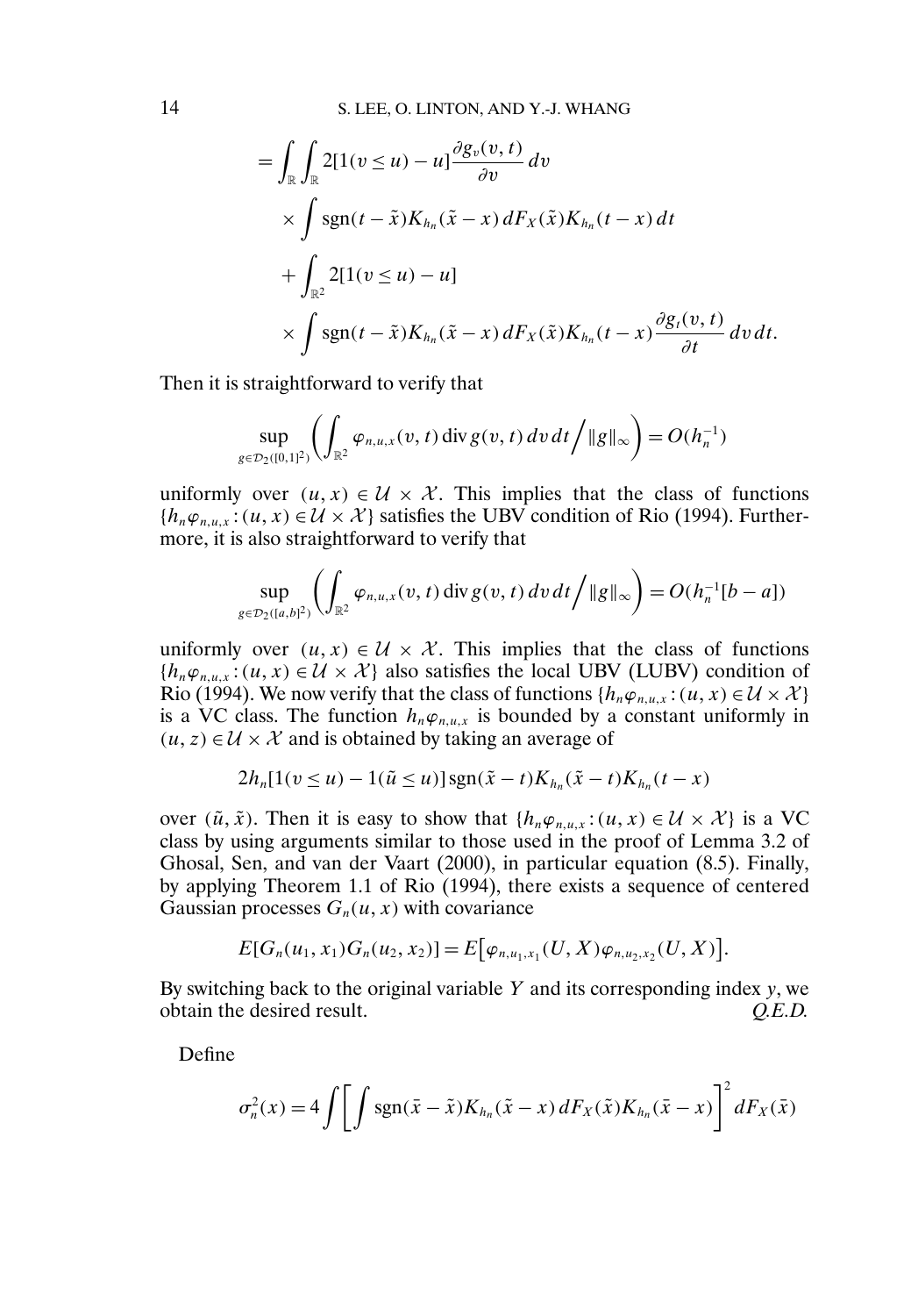$$
\begin{aligned}
&= \int_{\mathbb{R}} \int_{\mathbb{R}} 2[1(v \le u) - u] \frac{\partial g_v(v,t)}{\partial v}\, dv \\
&\quad \times \int \operatorname{sgn}(t - \tilde{x}) K_{h_n}(\tilde{x} - x)\, dF_X(\tilde{x}) K_{h_n}(t - x)\, dt \\
&\quad + \int_{\mathbb{R}^2} 2[1(v \le u) - u] \\
&\quad \times \int \operatorname{sgn}(t - \tilde{x}) K_{h_n}(\tilde{x} - x)\, dF_X(\tilde{x}) K_{h_n}(t - x) \frac{\partial g_t(v,t)}{\partial t}\, dv\, dt.
\end{aligned}
$$

Then it is straightforward to verify that

$$
\sup_{g \in \mathcal{D}_2([0,1]^2)} \left( \int_{\mathbb{R}^2} \varphi_{n,u,x}(v,t) \operatorname{div} g(v,t)\, dv\, dt \Big/ \|g\|_\infty \right) = O(h_n^{-1})
$$

uniformly over $(u, x) \in \mathcal{U} \times \mathcal{X}$. This implies that the class of functions $\{h_n \varphi_{n,u,x} : (u, x) \in \mathcal{U} \times \mathcal{X}\}$ satisfies the UBV condition of Rio (1994). Furthermore, it is also straightforward to verify that

$$
\sup_{g \in \mathcal{D}_2([a,b]^2)} \left( \int_{\mathbb{R}^2} \varphi_{n,u,x}(v,t) \operatorname{div} g(v,t)\, dv\, dt \Big/ \|g\|_\infty \right) = O(h_n^{-1}[b - a])
$$

uniformly over $(u, x) \in \mathcal{U} \times \mathcal{X}$. This implies that the class of functions $\{h_n \varphi_{n,u,x} : (u, x) \in \mathcal{U} \times \mathcal{X}\}$ also satisfies the local UBV (LUBV) condition of Rio (1994). We now verify that the class of functions $\{h_n \varphi_{n,u,x} : (u, x) \in \mathcal{U} \times \mathcal{X}\}$ is a VC class. The function $h_n \varphi_{n,u,x}$ is bounded by a constant uniformly in $(u, z) \in \mathcal{U} \times \mathcal{X}$ and is obtained by taking an average of

$$
2h_n[1(v \le u) - 1(\tilde{u} \le u)] \operatorname{sgn}(\tilde{x} - t) K_{h_n}(\tilde{x} - t) K_{h_n}(t - x)
$$

over $(\tilde{u}, \tilde{x})$. Then it is easy to show that $\{h_n \varphi_{n,u,x} : (u, x) \in \mathcal{U} \times \mathcal{X}\}$ is a VC class by using arguments similar to those used in the proof of Lemma 3.2 of Ghosal, Sen, and van der Vaart (2000), in particular equation (8.5). Finally, by applying Theorem 1.1 of Rio (1994), there exists a sequence of centered Gaussian processes $G_n(u, x)$ with covariance

$$
E[G_n(u_1, x_1) G_n(u_2, x_2)] = E\big[\varphi_{n,u_1,x_1}(U, X) \varphi_{n,u_2,x_2}(U, X)\big].
$$

By switching back to the original variable $Y$ and its corresponding index $y$, we obtain the desired result. *Q.E.D.*

Define

$$
\sigma_n^2(x) = 4 \int \left[ \int \operatorname{sgn}(\bar{x} - \tilde{x}) K_{h_n}(\tilde{x} - x)\, dF_X(\tilde{x}) K_{h_n}(\bar{x} - x) \right]^2 dF_X(\bar{x})
$$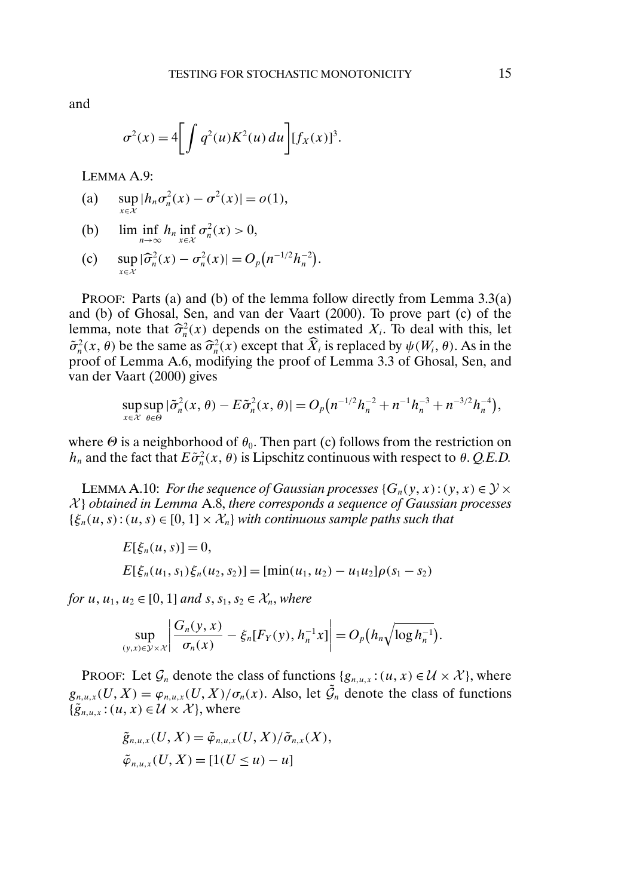and

$$\sigma^2(x) = 4\left[\int q^2(u)K^2(u)\,du\right][f_X(x)]^3.$$

LEMMA A.9:

(a) $\sup_{x\in\mathcal{X}} |h_n\sigma_n^2(x) - \sigma^2(x)| = o(1)$,

(b) $\liminf_{n\to\infty} h_n \inf_{x\in\mathcal{X}} \sigma_n^2(x) > 0$,

(c) $\sup_{x\in\mathcal{X}} |\widehat{\sigma}_n^2(x) - \sigma_n^2(x)| = O_p\big(n^{-1/2}h_n^{-2}\big)$.

PROOF: Parts (a) and (b) of the lemma follow directly from Lemma 3.3(a) and (b) of Ghosal, Sen, and van der Vaart (2000). To prove part (c) of the lemma, note that $\widehat{\sigma}_n^2(x)$ depends on the estimated $X_i$. To deal with this, let $\tilde{\sigma}_n^2(x,\theta)$ be the same as $\widehat{\sigma}_n^2(x)$ except that $\widehat{X}_i$ is replaced by $\psi(W_i,\theta)$. As in the proof of Lemma A.6, modifying the proof of Lemma 3.3 of Ghosal, Sen, and van der Vaart (2000) gives

$$\sup_{x\in\mathcal{X}}\sup_{\theta\in\Theta} |\tilde{\sigma}_n^2(x,\theta) - E\tilde{\sigma}_n^2(x,\theta)| = O_p\big(n^{-1/2}h_n^{-2} + n^{-1}h_n^{-3} + n^{-3/2}h_n^{-4}\big),$$

where $\Theta$ is a neighborhood of $\theta_0$. Then part (c) follows from the restriction on $h_n$ and the fact that $E\tilde{\sigma}_n^2(x,\theta)$ is Lipschitz continuous with respect to $\theta$. *Q.E.D.*

LEMMA A.10: *For the sequence of Gaussian processes $\{G_n(y,x):(y,x)\in\mathcal{Y}\times\mathcal{X}\}$ obtained in Lemma A.8, there corresponds a sequence of Gaussian processes $\{\xi_n(u,s):(u,s)\in[0,1]\times\mathcal{X}_n\}$ with continuous sample paths such that*

$$E[\xi_n(u,s)] = 0,$$
$$E[\xi_n(u_1,s_1)\xi_n(u_2,s_2)] = [\min(u_1,u_2) - u_1u_2]\rho(s_1 - s_2)$$

*for $u, u_1, u_2 \in [0,1]$ and $s, s_1, s_2 \in \mathcal{X}_n$, where*

$$\sup_{(y,x)\in\mathcal{Y}\times\mathcal{X}} \left|\frac{G_n(y,x)}{\sigma_n(x)} - \xi_n[F_Y(y), h_n^{-1}x]\right| = O_p\big(h_n\sqrt{\log h_n^{-1}}\big).$$

PROOF: Let $\mathcal{G}_n$ denote the class of functions $\{g_{n,u,x}:(u,x)\in\mathcal{U}\times\mathcal{X}\}$, where $g_{n,u,x}(U,X) = \varphi_{n,u,x}(U,X)/\sigma_n(x)$. Also, let $\tilde{\mathcal{G}}_n$ denote the class of functions $\{\tilde{g}_{n,u,x}:(u,x)\in\mathcal{U}\times\mathcal{X}\}$, where

$$\tilde{g}_{n,u,x}(U,X) = \tilde{\varphi}_{n,u,x}(U,X)/\tilde{\sigma}_{n,x}(X),$$
$$\tilde{\varphi}_{n,u,x}(U,X) = [1(U\le u) - u]$$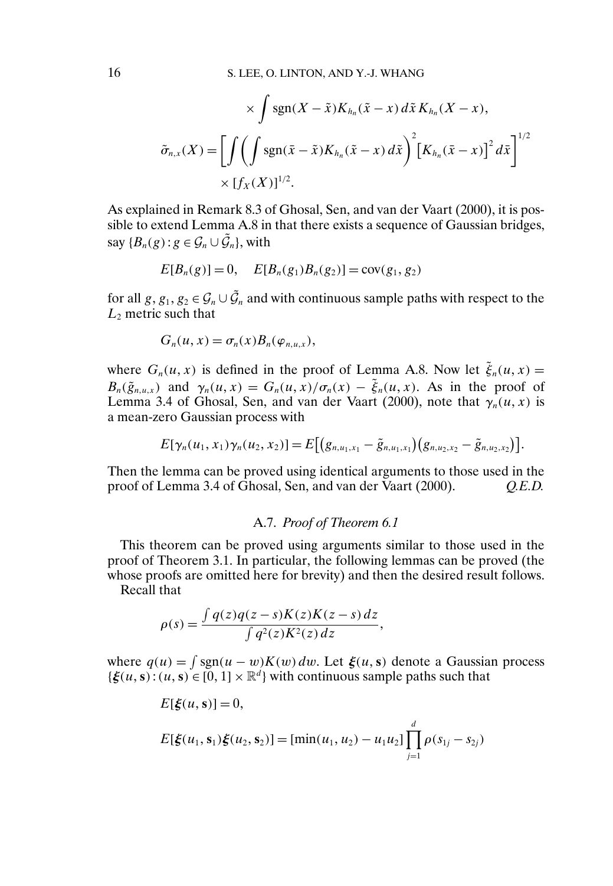$$\times \int \operatorname{sgn}(X-\tilde{x}) K_{h_n}(\tilde{x}-x)\, d\tilde{x}\, K_{h_n}(X-x),$$

$$\tilde{\sigma}_{n,x}(X) = \left[ \int \left( \int \operatorname{sgn}(\bar{x}-\tilde{x}) K_{h_n}(\tilde{x}-x)\, d\tilde{x} \right)^2 \left[ K_{h_n}(\bar{x}-x) \right]^2 d\bar{x} \right]^{1/2} \times [f_X(X)]^{1/2}.$$

As explained in Remark 8.3 of Ghosal, Sen, and van der Vaart (2000), it is possible to extend Lemma A.8 in that there exists a sequence of Gaussian bridges, say $\{B_n(g) : g \in \mathcal{G}_n \cup \tilde{\mathcal{G}}_n\}$, with

$$E[B_n(g)] = 0, \quad E[B_n(g_1)B_n(g_2)] = \operatorname{cov}(g_1, g_2)$$

for all $g, g_1, g_2 \in \mathcal{G}_n \cup \tilde{\mathcal{G}}_n$ and with continuous sample paths with respect to the $L_2$ metric such that

$$G_n(u,x) = \sigma_n(x) B_n(\varphi_{n,u,x}),$$

where $G_n(u,x)$ is defined in the proof of Lemma A.8. Now let $\tilde{\xi}_n(u,x) = B_n(\tilde{g}_{n,u,x})$ and $\gamma_n(u,x) = G_n(u,x)/\sigma_n(x) - \tilde{\xi}_n(u,x)$. As in the proof of Lemma 3.4 of Ghosal, Sen, and van der Vaart (2000), note that $\gamma_n(u,x)$ is a mean-zero Gaussian process with

$$E[\gamma_n(u_1,x_1)\gamma_n(u_2,x_2)] = E\big[\big(g_{n,u_1,x_1} - \tilde{g}_{n,u_1,x_1}\big)\big(g_{n,u_2,x_2} - \tilde{g}_{n,u_2,x_2}\big)\big].$$

Then the lemma can be proved using identical arguments to those used in the proof of Lemma 3.4 of Ghosal, Sen, and van der Vaart (2000). *Q.E.D.*

### A.7. *Proof of Theorem 6.1*

This theorem can be proved using arguments similar to those used in the proof of Theorem 3.1. In particular, the following lemmas can be proved (the whose proofs are omitted here for brevity) and then the desired result follows.

Recall that

$$\rho(s) = \frac{\int q(z)q(z-s)K(z)K(z-s)\, dz}{\int q^2(z)K^2(z)\, dz},$$

where $q(u) = \int \operatorname{sgn}(u-w)K(w)\, dw$. Let $\boldsymbol{\xi}(u,\mathbf{s})$ denote a Gaussian process $\{\boldsymbol{\xi}(u,\mathbf{s}) : (u,\mathbf{s}) \in [0,1] \times \mathbb{R}^d\}$ with continuous sample paths such that

$$E[\boldsymbol{\xi}(u,\mathbf{s})] = 0,$$

$$E[\boldsymbol{\xi}(u_1,\mathbf{s}_1)\boldsymbol{\xi}(u_2,\mathbf{s}_2)] = [\min(u_1,u_2) - u_1u_2] \prod_{j=1}^{d} \rho(s_{1j} - s_{2j})$$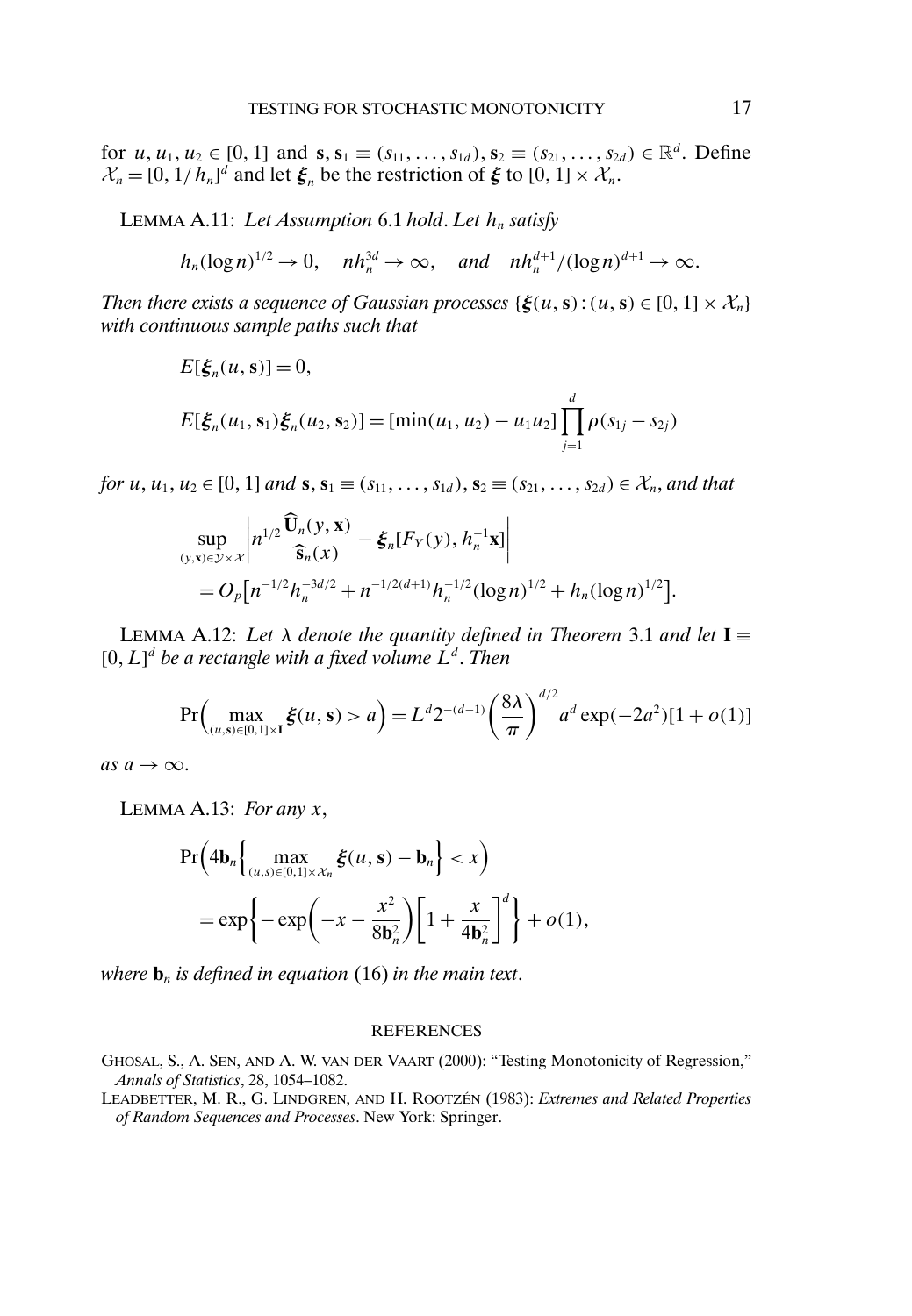for $u, u_1, u_2 \in [0, 1]$ and $\mathbf{s}, \mathbf{s}_1 \equiv (s_{11}, \ldots, s_{1d}), \mathbf{s}_2 \equiv (s_{21}, \ldots, s_{2d}) \in \mathbb{R}^d$. Define $\mathcal{X}_n = [0, 1/h_n]^d$ and let $\boldsymbol{\xi}_n$ be the restriction of $\boldsymbol{\xi}$ to $[0, 1] \times \mathcal{X}_n$.

LEMMA A.11: *Let Assumption* 6.1 *hold*. *Let* $h_n$ *satisfy*

$$h_n(\log n)^{1/2} \to 0, \quad nh_n^{3d} \to \infty, \quad \text{and} \quad nh_n^{d+1}/(\log n)^{d+1} \to \infty.$$

*Then there exists a sequence of Gaussian processes* $\{\boldsymbol{\xi}(u, \mathbf{s}) : (u, \mathbf{s}) \in [0, 1] \times \mathcal{X}_n\}$ *with continuous sample paths such that*

$$E[\boldsymbol{\xi}_n(u, \mathbf{s})] = 0,$$

$$E[\boldsymbol{\xi}_n(u_1, \mathbf{s}_1)\boldsymbol{\xi}_n(u_2, \mathbf{s}_2)] = [\min(u_1, u_2) - u_1 u_2] \prod_{j=1}^{d} \rho(s_{1j} - s_{2j})$$

*for* $u, u_1, u_2 \in [0, 1]$ *and* $\mathbf{s}, \mathbf{s}_1 \equiv (s_{11}, \ldots, s_{1d}), \mathbf{s}_2 \equiv (s_{21}, \ldots, s_{2d}) \in \mathcal{X}_n$, *and that*

$$\sup_{(y,\mathbf{x}) \in \mathcal{Y} \times \mathcal{X}} \left| n^{1/2} \frac{\widehat{\mathbf{U}}_n(y, \mathbf{x})}{\widehat{\mathbf{s}}_n(x)} - \boldsymbol{\xi}_n[F_Y(y), h_n^{-1}\mathbf{x}] \right|$$
$$= O_p\big[n^{-1/2} h_n^{-3d/2} + n^{-1/2(d+1)} h_n^{-1/2} (\log n)^{1/2} + h_n (\log n)^{1/2}\big].$$

LEMMA A.12: *Let* $\lambda$ *denote the quantity defined in Theorem* 3.1 *and let* $\mathbf{I} \equiv [0, L]^d$ *be a rectangle with a fixed volume* $L^d$. *Then*

$$\Pr\Big(\max_{(u,\mathbf{s}) \in [0,1] \times \mathbf{I}} \boldsymbol{\xi}(u, \mathbf{s}) > a\Big) = L^d 2^{-(d-1)} \left(\frac{8\lambda}{\pi}\right)^{d/2} a^d \exp(-2a^2)[1 + o(1)]$$

*as* $a \to \infty$.

LEMMA A.13: *For any* $x$,

$$\Pr\Big(4\mathbf{b}_n\Big\{\max_{(u,s) \in [0,1] \times \mathcal{X}_n} \boldsymbol{\xi}(u, \mathbf{s}) - \mathbf{b}_n\Big\} < x\Big)$$
$$= \exp\left\{-\exp\left(-x - \frac{x^2}{8\mathbf{b}_n^2}\right)\left[1 + \frac{x}{4\mathbf{b}_n^2}\right]^d\right\} + o(1),$$

*where* $\mathbf{b}_n$ *is defined in equation* (16) *in the main text*.

## REFERENCES

GHOSAL, S., A. SEN, AND A. W. VAN DER VAART (2000): "Testing Monotonicity of Regression," *Annals of Statistics*, 28, 1054–1082.

LEADBETTER, M. R., G. LINDGREN, AND H. ROOTZÉN (1983): *Extremes and Related Properties of Random Sequences and Processes*. New York: Springer.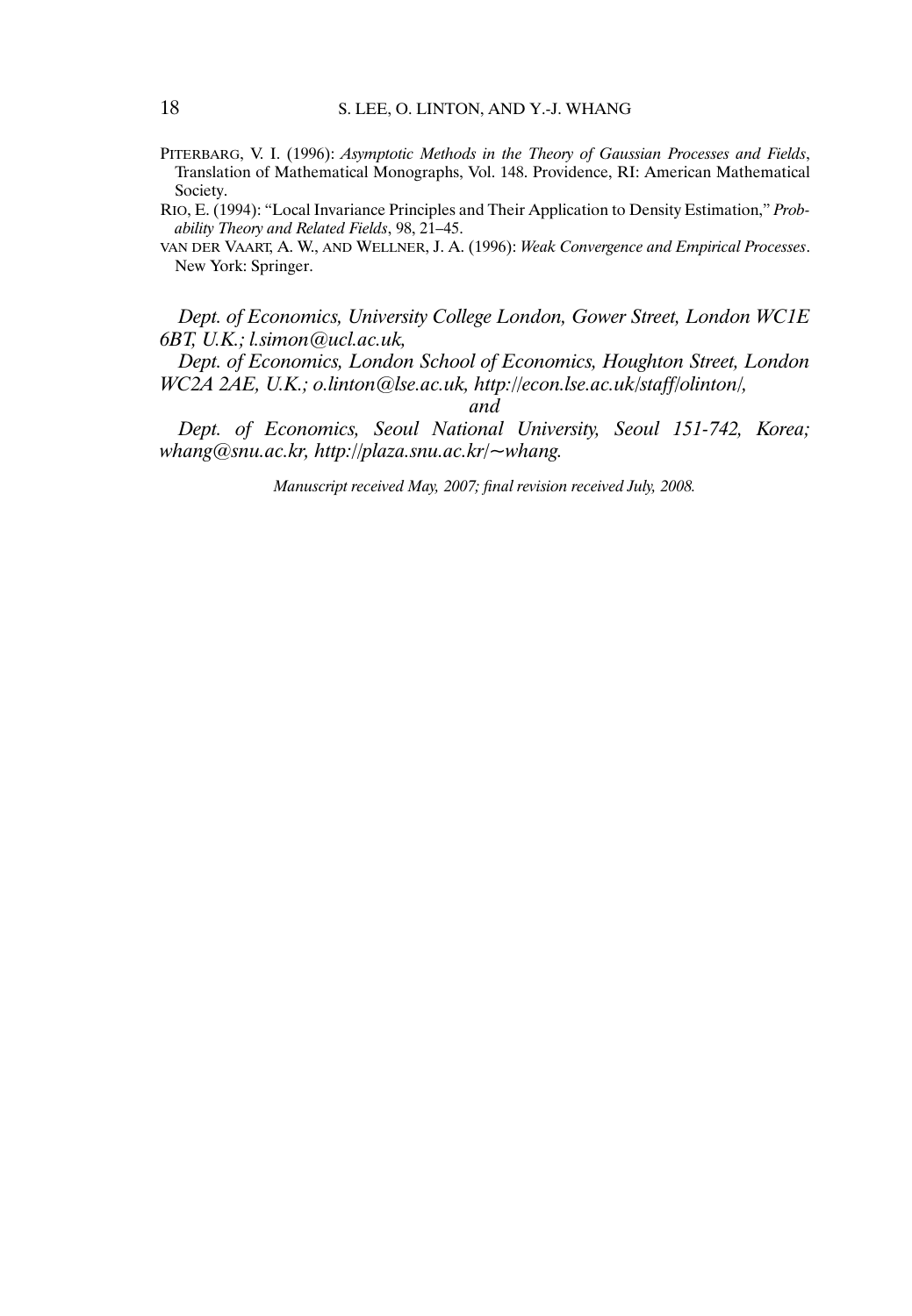PITERBARG, V. I. (1996): *Asymptotic Methods in the Theory of Gaussian Processes and Fields*, Translation of Mathematical Monographs, Vol. 148. Providence, RI: American Mathematical Society.

RIO, E. (1994): "Local Invariance Principles and Their Application to Density Estimation," *Probability Theory and Related Fields*, 98, 21–45.

VAN DER VAART, A. W., AND WELLNER, J. A. (1996): *Weak Convergence and Empirical Processes*. New York: Springer.

*Dept. of Economics, University College London, Gower Street, London WC1E 6BT, U.K.; l.simon@ucl.ac.uk,*

*Dept. of Economics, London School of Economics, Houghton Street, London WC2A 2AE, U.K.; o.linton@lse.ac.uk, http://econ.lse.ac.uk/staff/olinton/,*

*and*

*Dept. of Economics, Seoul National University, Seoul 151-742, Korea; whang@snu.ac.kr, http://plaza.snu.ac.kr/~whang.*

*Manuscript received May, 2007; final revision received July, 2008.*